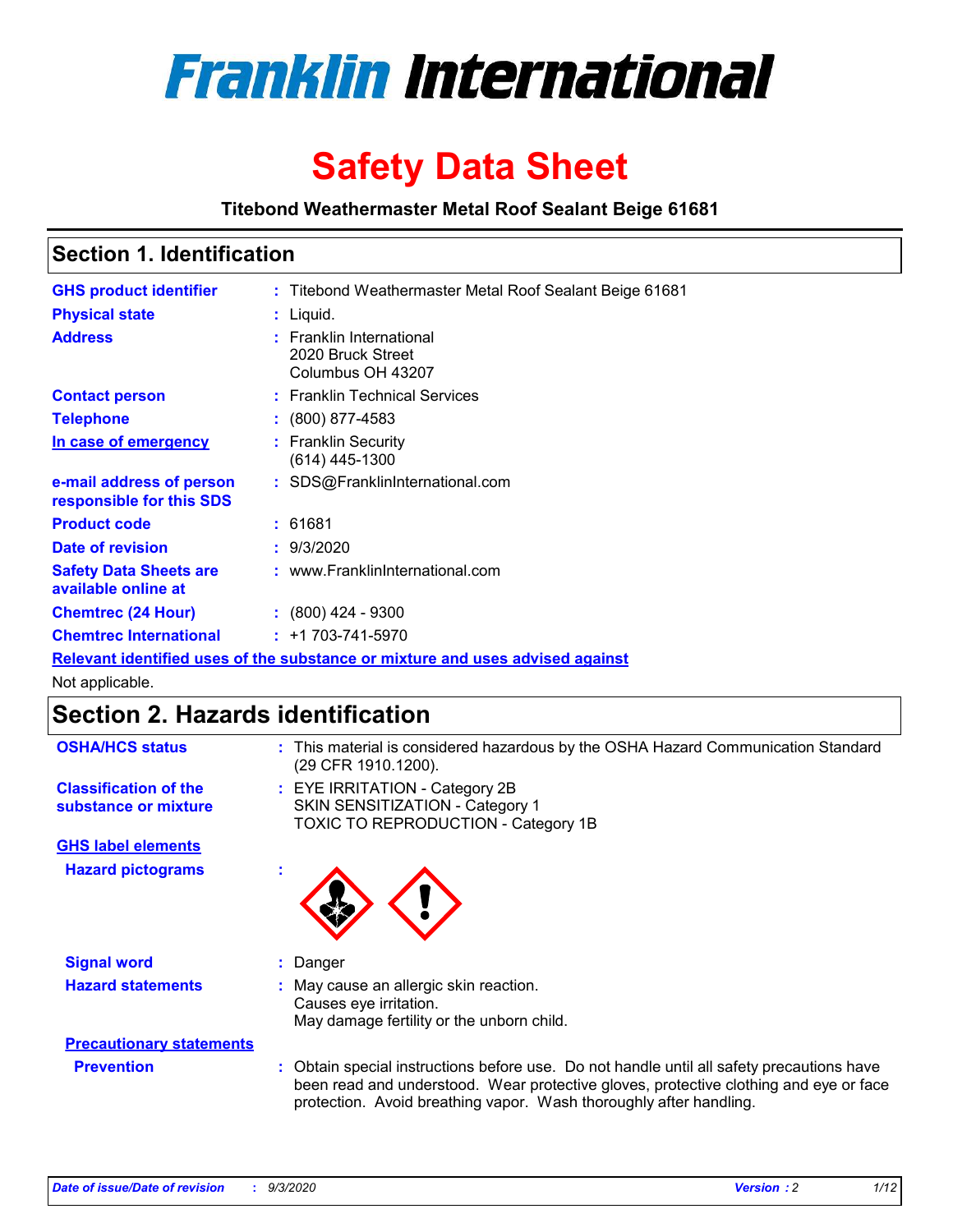# Franklin International

# Safety Data Sheet

**Titebond Weathermaster Metal Roof Sealant Beige 61681**

## Section 1. Identification

| | | |
|---|---|---|
| **GHS product identifier** | : | Titebond Weathermaster Metal Roof Sealant Beige 61681 |
| **Physical state** | : | Liquid. |
| **Address** | : | Franklin International<br>2020 Bruck Street<br>Columbus OH 43207 |
| **Contact person** | : | Franklin Technical Services |
| **Telephone** | : | (800) 877-4583 |
| **In case of emergency** | : | Franklin Security<br>(614) 445-1300 |
| **e-mail address of person responsible for this SDS** | : | SDS@FranklinInternational.com |
| **Product code** | : | 61681 |
| **Date of revision** | : | 9/3/2020 |
| **Safety Data Sheets are available online at** | : | www.FranklinInternational.com |
| **Chemtrec (24 Hour)** | : | (800) 424 - 9300 |
| **Chemtrec International** | : | +1 703-741-5970 |

**Relevant identified uses of the substance or mixture and uses advised against**

Not applicable.

## Section 2. Hazards identification

**OSHA/HCS status** : This material is considered hazardous by the OSHA Hazard Communication Standard (29 CFR 1910.1200).

**Classification of the substance or mixture** : EYE IRRITATION - Category 2B
SKIN SENSITIZATION - Category 1
TOXIC TO REPRODUCTION - Category 1B

**GHS label elements**

**Hazard pictograms** :

**Signal word** : Danger

**Hazard statements** : May cause an allergic skin reaction.
Causes eye irritation.
May damage fertility or the unborn child.

**Precautionary statements**

**Prevention** : Obtain special instructions before use. Do not handle until all safety precautions have been read and understood. Wear protective gloves, protective clothing and eye or face protection. Avoid breathing vapor. Wash thoroughly after handling.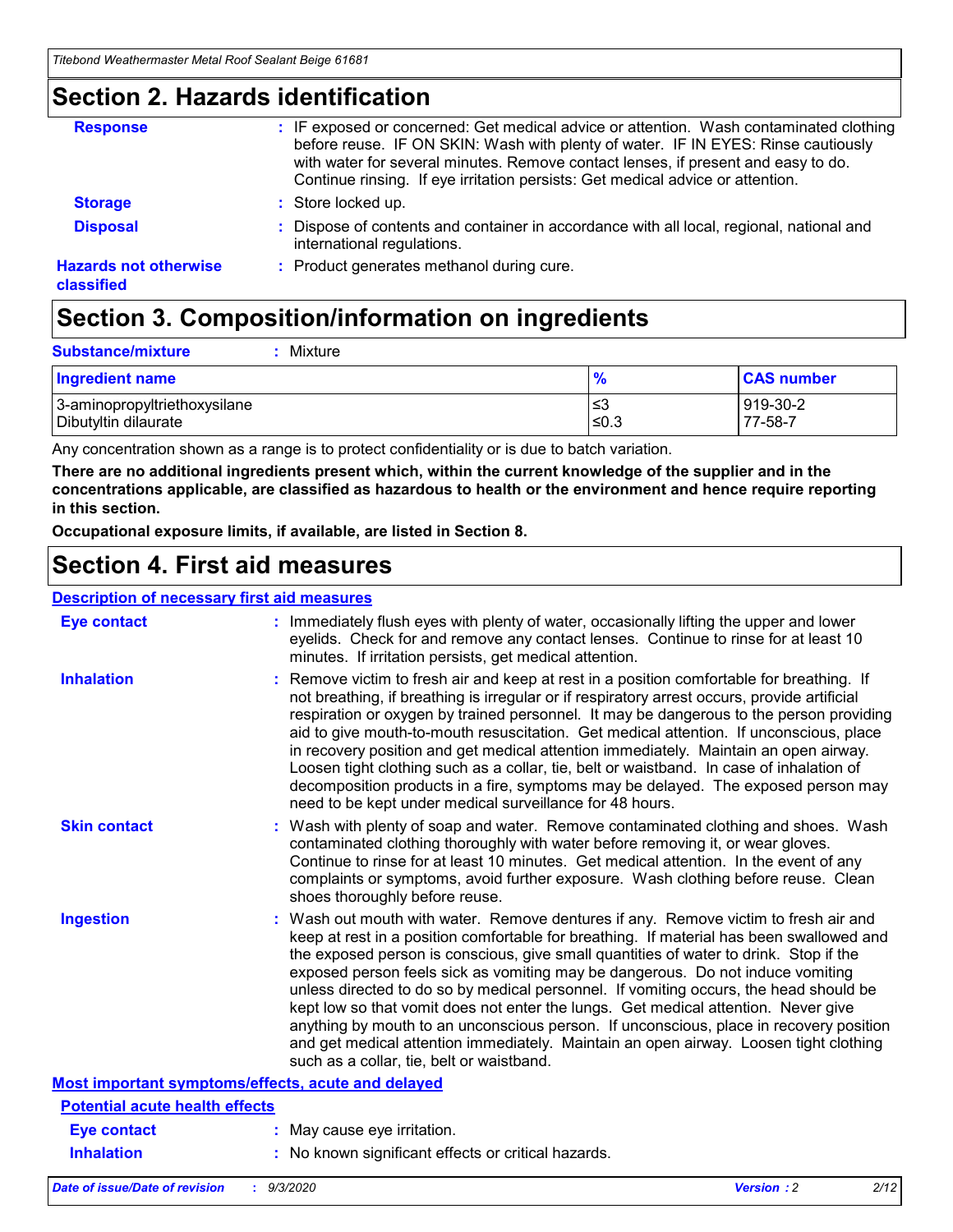## Section 2. Hazards identification

**Response** : IF exposed or concerned: Get medical advice or attention. Wash contaminated clothing before reuse. IF ON SKIN: Wash with plenty of water. IF IN EYES: Rinse cautiously with water for several minutes. Remove contact lenses, if present and easy to do. Continue rinsing. If eye irritation persists: Get medical advice or attention.

**Storage** : Store locked up.

**Disposal** : Dispose of contents and container in accordance with all local, regional, national and international regulations.

**Hazards not otherwise classified** : Product generates methanol during cure.

## Section 3. Composition/information on ingredients

**Substance/mixture** : Mixture

| Ingredient name | % | CAS number |
|---|---|---|
| 3-aminopropyltriethoxysilane | ≤3 | 919-30-2 |
| Dibutyltin dilaurate | ≤0.3 | 77-58-7 |

Any concentration shown as a range is to protect confidentiality or is due to batch variation.

**There are no additional ingredients present which, within the current knowledge of the supplier and in the concentrations applicable, are classified as hazardous to health or the environment and hence require reporting in this section.**

**Occupational exposure limits, if available, are listed in Section 8.**

## Section 4. First aid measures

### Description of necessary first aid measures

**Eye contact** : Immediately flush eyes with plenty of water, occasionally lifting the upper and lower eyelids. Check for and remove any contact lenses. Continue to rinse for at least 10 minutes. If irritation persists, get medical attention.

**Inhalation** : Remove victim to fresh air and keep at rest in a position comfortable for breathing. If not breathing, if breathing is irregular or if respiratory arrest occurs, provide artificial respiration or oxygen by trained personnel. It may be dangerous to the person providing aid to give mouth-to-mouth resuscitation. Get medical attention. If unconscious, place in recovery position and get medical attention immediately. Maintain an open airway. Loosen tight clothing such as a collar, tie, belt or waistband. In case of inhalation of decomposition products in a fire, symptoms may be delayed. The exposed person may need to be kept under medical surveillance for 48 hours.

**Skin contact** : Wash with plenty of soap and water. Remove contaminated clothing and shoes. Wash contaminated clothing thoroughly with water before removing it, or wear gloves. Continue to rinse for at least 10 minutes. Get medical attention. In the event of any complaints or symptoms, avoid further exposure. Wash clothing before reuse. Clean shoes thoroughly before reuse.

**Ingestion** : Wash out mouth with water. Remove dentures if any. Remove victim to fresh air and keep at rest in a position comfortable for breathing. If material has been swallowed and the exposed person is conscious, give small quantities of water to drink. Stop if the exposed person feels sick as vomiting may be dangerous. Do not induce vomiting unless directed to do so by medical personnel. If vomiting occurs, the head should be kept low so that vomit does not enter the lungs. Get medical attention. Never give anything by mouth to an unconscious person. If unconscious, place in recovery position and get medical attention immediately. Maintain an open airway. Loosen tight clothing such as a collar, tie, belt or waistband.

### Most important symptoms/effects, acute and delayed

#### Potential acute health effects

**Eye contact** : May cause eye irritation.

**Inhalation** : No known significant effects or critical hazards.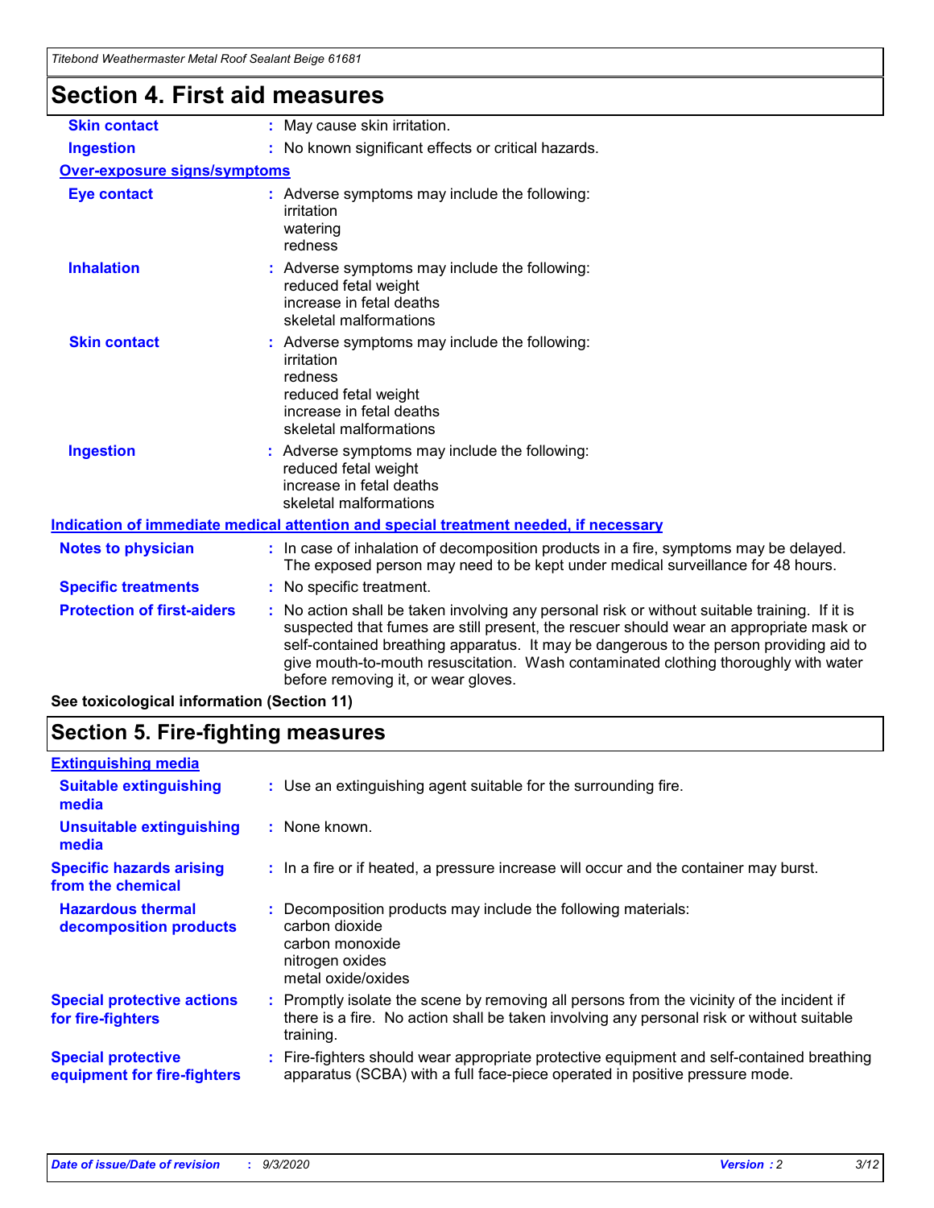## Section 4. First aid measures

| | |
|---|---|
| **Skin contact** | : May cause skin irritation. |
| **Ingestion** | : No known significant effects or critical hazards. |

**Over-exposure signs/symptoms**

| | |
|---|---|
| **Eye contact** | : Adverse symptoms may include the following:<br>irritation<br>watering<br>redness |
| **Inhalation** | : Adverse symptoms may include the following:<br>reduced fetal weight<br>increase in fetal deaths<br>skeletal malformations |
| **Skin contact** | : Adverse symptoms may include the following:<br>irritation<br>redness<br>reduced fetal weight<br>increase in fetal deaths<br>skeletal malformations |
| **Ingestion** | : Adverse symptoms may include the following:<br>reduced fetal weight<br>increase in fetal deaths<br>skeletal malformations |

**Indication of immediate medical attention and special treatment needed, if necessary**

| | |
|---|---|
| **Notes to physician** | : In case of inhalation of decomposition products in a fire, symptoms may be delayed. The exposed person may need to be kept under medical surveillance for 48 hours. |
| **Specific treatments** | : No specific treatment. |
| **Protection of first-aiders** | : No action shall be taken involving any personal risk or without suitable training. If it is suspected that fumes are still present, the rescuer should wear an appropriate mask or self-contained breathing apparatus. It may be dangerous to the person providing aid to give mouth-to-mouth resuscitation. Wash contaminated clothing thoroughly with water before removing it, or wear gloves. |

**See toxicological information (Section 11)**

## Section 5. Fire-fighting measures

**Extinguishing media**

| | |
|---|---|
| **Suitable extinguishing media** | : Use an extinguishing agent suitable for the surrounding fire. |
| **Unsuitable extinguishing media** | : None known. |
| **Specific hazards arising from the chemical** | : In a fire or if heated, a pressure increase will occur and the container may burst. |
| **Hazardous thermal decomposition products** | : Decomposition products may include the following materials:<br>carbon dioxide<br>carbon monoxide<br>nitrogen oxides<br>metal oxide/oxides |
| **Special protective actions for fire-fighters** | : Promptly isolate the scene by removing all persons from the vicinity of the incident if there is a fire. No action shall be taken involving any personal risk or without suitable training. |
| **Special protective equipment for fire-fighters** | : Fire-fighters should wear appropriate protective equipment and self-contained breathing apparatus (SCBA) with a full face-piece operated in positive pressure mode. |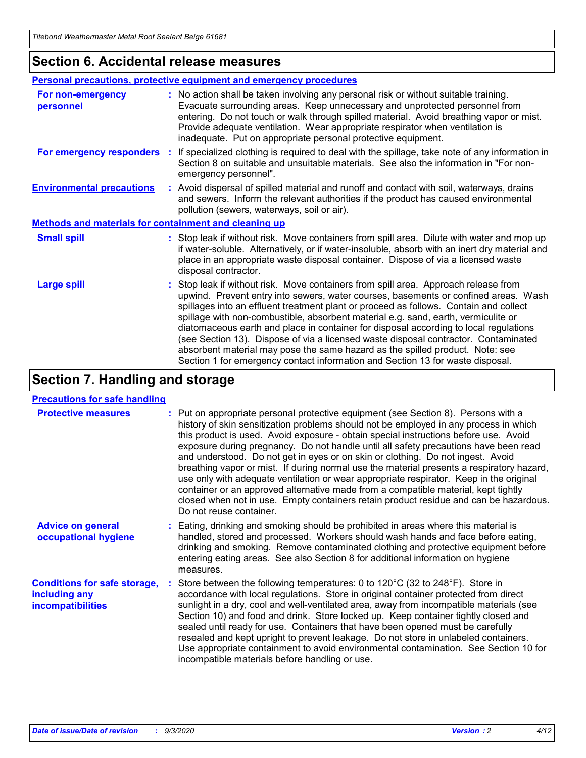## Section 6. Accidental release measures

### Personal precautions, protective equipment and emergency procedures

**For non-emergency personnel** : No action shall be taken involving any personal risk or without suitable training. Evacuate surrounding areas. Keep unnecessary and unprotected personnel from entering. Do not touch or walk through spilled material. Avoid breathing vapor or mist. Provide adequate ventilation. Wear appropriate respirator when ventilation is inadequate. Put on appropriate personal protective equipment.

**For emergency responders** : If specialized clothing is required to deal with the spillage, take note of any information in Section 8 on suitable and unsuitable materials. See also the information in "For non-emergency personnel".

**Environmental precautions** : Avoid dispersal of spilled material and runoff and contact with soil, waterways, drains and sewers. Inform the relevant authorities if the product has caused environmental pollution (sewers, waterways, soil or air).

### Methods and materials for containment and cleaning up

**Small spill** : Stop leak if without risk. Move containers from spill area. Dilute with water and mop up if water-soluble. Alternatively, or if water-insoluble, absorb with an inert dry material and place in an appropriate waste disposal container. Dispose of via a licensed waste disposal contractor.

**Large spill** : Stop leak if without risk. Move containers from spill area. Approach release from upwind. Prevent entry into sewers, water courses, basements or confined areas. Wash spillages into an effluent treatment plant or proceed as follows. Contain and collect spillage with non-combustible, absorbent material e.g. sand, earth, vermiculite or diatomaceous earth and place in container for disposal according to local regulations (see Section 13). Dispose of via a licensed waste disposal contractor. Contaminated absorbent material may pose the same hazard as the spilled product. Note: see Section 1 for emergency contact information and Section 13 for waste disposal.

## Section 7. Handling and storage

### Precautions for safe handling

**Protective measures** : Put on appropriate personal protective equipment (see Section 8). Persons with a history of skin sensitization problems should not be employed in any process in which this product is used. Avoid exposure - obtain special instructions before use. Avoid exposure during pregnancy. Do not handle until all safety precautions have been read and understood. Do not get in eyes or on skin or clothing. Do not ingest. Avoid breathing vapor or mist. If during normal use the material presents a respiratory hazard, use only with adequate ventilation or wear appropriate respirator. Keep in the original container or an approved alternative made from a compatible material, kept tightly closed when not in use. Empty containers retain product residue and can be hazardous. Do not reuse container.

**Advice on general occupational hygiene** : Eating, drinking and smoking should be prohibited in areas where this material is handled, stored and processed. Workers should wash hands and face before eating, drinking and smoking. Remove contaminated clothing and protective equipment before entering eating areas. See also Section 8 for additional information on hygiene measures.

**Conditions for safe storage, including any incompatibilities** : Store between the following temperatures: 0 to 120°C (32 to 248°F). Store in accordance with local regulations. Store in original container protected from direct sunlight in a dry, cool and well-ventilated area, away from incompatible materials (see Section 10) and food and drink. Store locked up. Keep container tightly closed and sealed until ready for use. Containers that have been opened must be carefully resealed and kept upright to prevent leakage. Do not store in unlabeled containers. Use appropriate containment to avoid environmental contamination. See Section 10 for incompatible materials before handling or use.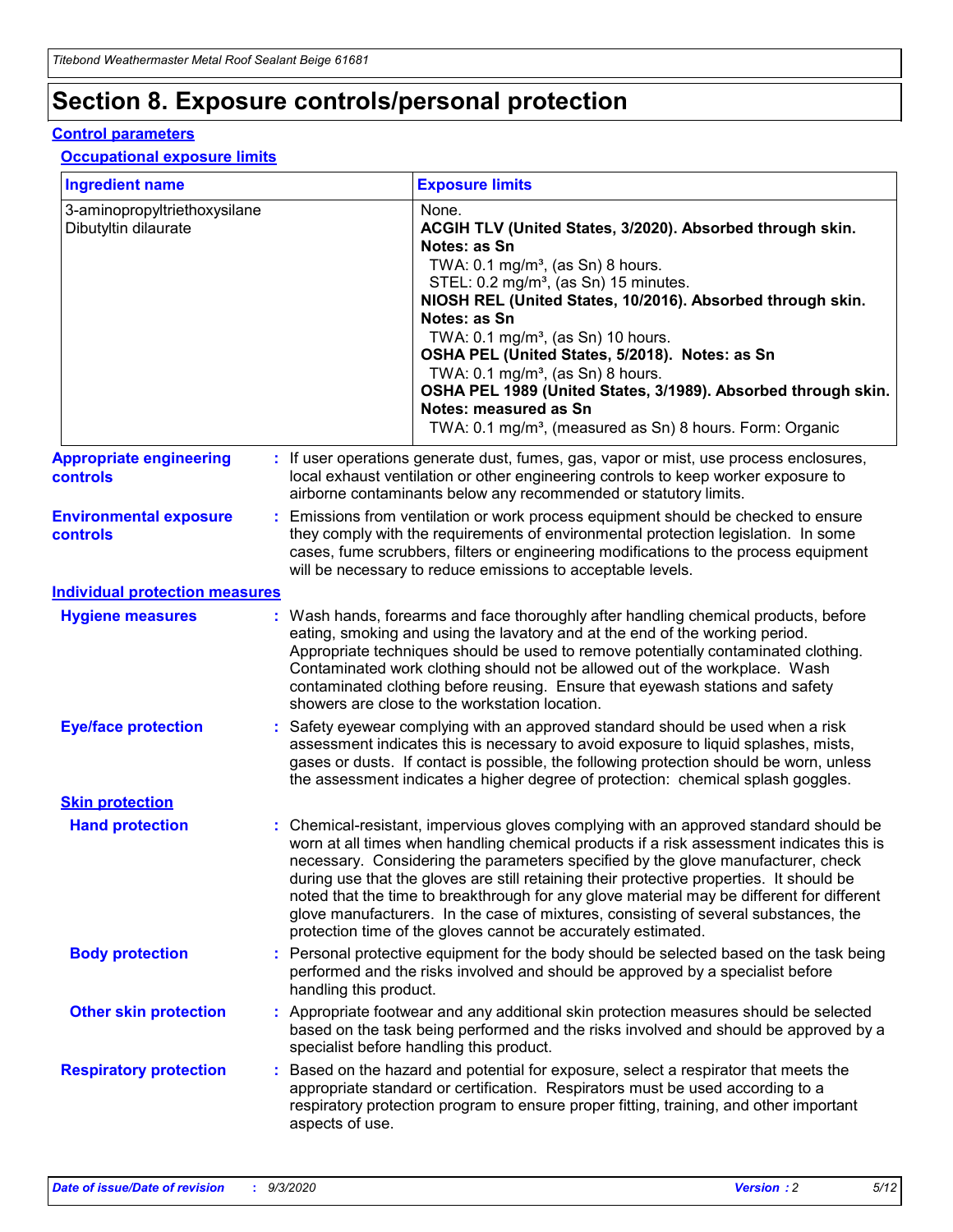# Section 8. Exposure controls/personal protection

## Control parameters

### Occupational exposure limits

| Ingredient name | Exposure limits |
| --- | --- |
| 3-aminopropyltriethoxysilane | None. |
| Dibutyltin dilaurate | **ACGIH TLV (United States, 3/2020). Absorbed through skin. Notes: as Sn**<br>TWA: 0.1 mg/m³, (as Sn) 8 hours.<br>STEL: 0.2 mg/m³, (as Sn) 15 minutes.<br>**NIOSH REL (United States, 10/2016). Absorbed through skin. Notes: as Sn**<br>TWA: 0.1 mg/m³, (as Sn) 10 hours.<br>**OSHA PEL (United States, 5/2018). Notes: as Sn**<br>TWA: 0.1 mg/m³, (as Sn) 8 hours.<br>**OSHA PEL 1989 (United States, 3/1989). Absorbed through skin. Notes: measured as Sn**<br>TWA: 0.1 mg/m³, (measured as Sn) 8 hours. Form: Organic |

**Appropriate engineering controls** : If user operations generate dust, fumes, gas, vapor or mist, use process enclosures, local exhaust ventilation or other engineering controls to keep worker exposure to airborne contaminants below any recommended or statutory limits.

**Environmental exposure controls** : Emissions from ventilation or work process equipment should be checked to ensure they comply with the requirements of environmental protection legislation. In some cases, fume scrubbers, filters or engineering modifications to the process equipment will be necessary to reduce emissions to acceptable levels.

## Individual protection measures

**Hygiene measures** : Wash hands, forearms and face thoroughly after handling chemical products, before eating, smoking and using the lavatory and at the end of the working period. Appropriate techniques should be used to remove potentially contaminated clothing. Contaminated work clothing should not be allowed out of the workplace. Wash contaminated clothing before reusing. Ensure that eyewash stations and safety showers are close to the workstation location.

**Eye/face protection** : Safety eyewear complying with an approved standard should be used when a risk assessment indicates this is necessary to avoid exposure to liquid splashes, mists, gases or dusts. If contact is possible, the following protection should be worn, unless the assessment indicates a higher degree of protection: chemical splash goggles.

### Skin protection

**Hand protection** : Chemical-resistant, impervious gloves complying with an approved standard should be worn at all times when handling chemical products if a risk assessment indicates this is necessary. Considering the parameters specified by the glove manufacturer, check during use that the gloves are still retaining their protective properties. It should be noted that the time to breakthrough for any glove material may be different for different glove manufacturers. In the case of mixtures, consisting of several substances, the protection time of the gloves cannot be accurately estimated.

**Body protection** : Personal protective equipment for the body should be selected based on the task being performed and the risks involved and should be approved by a specialist before handling this product.

**Other skin protection** : Appropriate footwear and any additional skin protection measures should be selected based on the task being performed and the risks involved and should be approved by a specialist before handling this product.

**Respiratory protection** : Based on the hazard and potential for exposure, select a respirator that meets the appropriate standard or certification. Respirators must be used according to a respiratory protection program to ensure proper fitting, training, and other important aspects of use.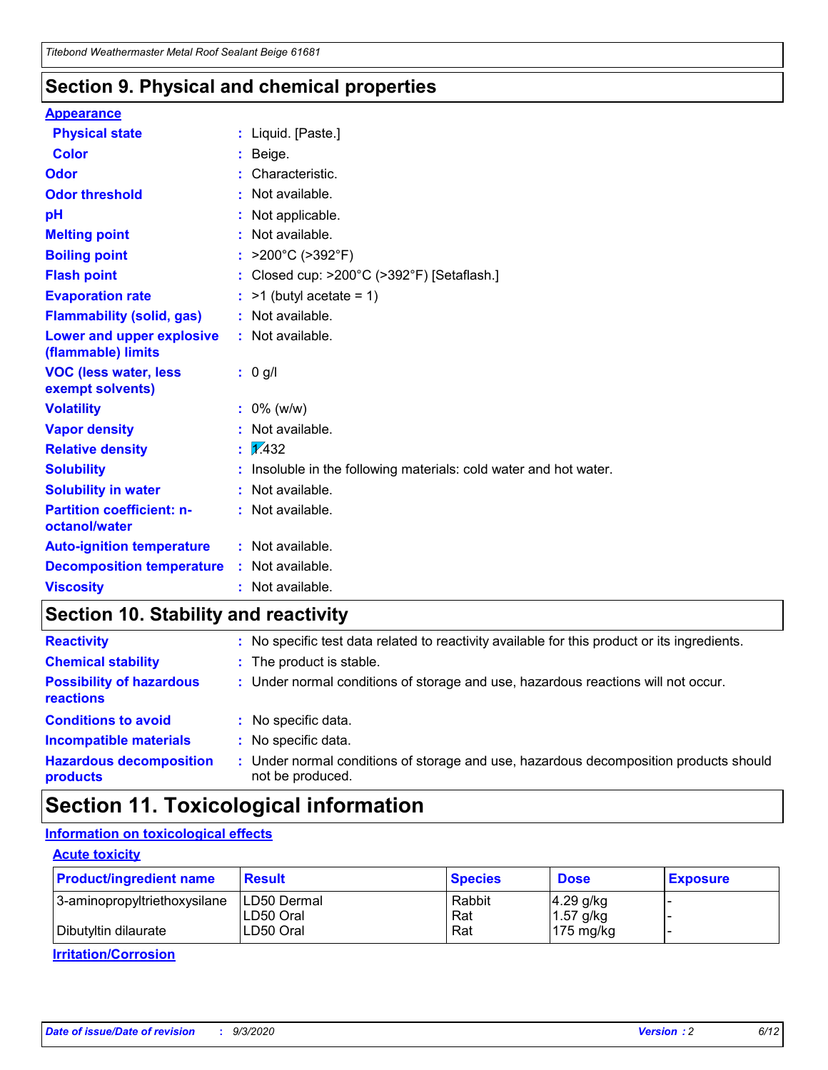## Section 9. Physical and chemical properties

**Appearance**

| | |
|---|---|
| **Physical state** | : Liquid. [Paste.] |
| **Color** | : Beige. |
| **Odor** | : Characteristic. |
| **Odor threshold** | : Not available. |
| **pH** | : Not applicable. |
| **Melting point** | : Not available. |
| **Boiling point** | : >200°C (>392°F) |
| **Flash point** | : Closed cup: >200°C (>392°F) [Setaflash.] |
| **Evaporation rate** | : >1 (butyl acetate = 1) |
| **Flammability (solid, gas)** | : Not available. |
| **Lower and upper explosive (flammable) limits** | : Not available. |
| **VOC (less water, less exempt solvents)** | : 0 g/l |
| **Volatility** | : 0% (w/w) |
| **Vapor density** | : Not available. |
| **Relative density** | : 1.432 |
| **Solubility** | : Insoluble in the following materials: cold water and hot water. |
| **Solubility in water** | : Not available. |
| **Partition coefficient: n-octanol/water** | : Not available. |
| **Auto-ignition temperature** | : Not available. |
| **Decomposition temperature** | : Not available. |
| **Viscosity** | : Not available. |

## Section 10. Stability and reactivity

| | |
|---|---|
| **Reactivity** | : No specific test data related to reactivity available for this product or its ingredients. |
| **Chemical stability** | : The product is stable. |
| **Possibility of hazardous reactions** | : Under normal conditions of storage and use, hazardous reactions will not occur. |
| **Conditions to avoid** | : No specific data. |
| **Incompatible materials** | : No specific data. |
| **Hazardous decomposition products** | : Under normal conditions of storage and use, hazardous decomposition products should not be produced. |

## Section 11. Toxicological information

**Information on toxicological effects**

**Acute toxicity**

| Product/ingredient name | Result | Species | Dose | Exposure |
|---|---|---|---|---|
| 3-aminopropyltriethoxysilane | LD50 Dermal | Rabbit | 4.29 g/kg | - |
| | LD50 Oral | Rat | 1.57 g/kg | - |
| Dibutyltin dilaurate | LD50 Oral | Rat | 175 mg/kg | - |

**Irritation/Corrosion**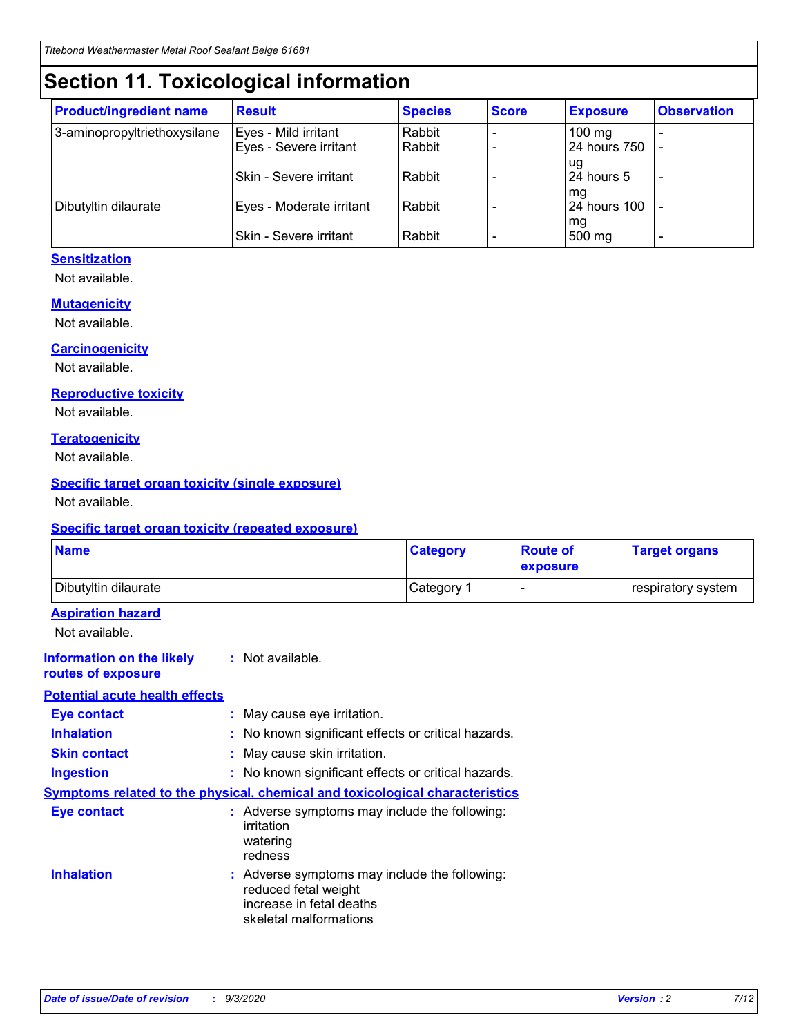# Section 11. Toxicological information

| Product/ingredient name | Result | Species | Score | Exposure | Observation |
|---|---|---|---|---|---|
| 3-aminopropyltriethoxysilane | Eyes - Mild irritant | Rabbit | - | 100 mg | - |
| | Eyes - Severe irritant | Rabbit | - | 24 hours 750 ug | - |
| | Skin - Severe irritant | Rabbit | - | 24 hours 5 mg | - |
| Dibutyltin dilaurate | Eyes - Moderate irritant | Rabbit | - | 24 hours 100 mg | - |
| | Skin - Severe irritant | Rabbit | - | 500 mg | - |

**Sensitization**

Not available.

**Mutagenicity**

Not available.

**Carcinogenicity**

Not available.

**Reproductive toxicity**

Not available.

**Teratogenicity**

Not available.

**Specific target organ toxicity (single exposure)**

Not available.

**Specific target organ toxicity (repeated exposure)**

| Name | Category | Route of exposure | Target organs |
|---|---|---|---|
| Dibutyltin dilaurate | Category 1 | - | respiratory system |

**Aspiration hazard**

Not available.

**Information on the likely routes of exposure** : Not available.

**Potential acute health effects**

**Eye contact** : May cause eye irritation.

**Inhalation** : No known significant effects or critical hazards.

**Skin contact** : May cause skin irritation.

**Ingestion** : No known significant effects or critical hazards.

**Symptoms related to the physical, chemical and toxicological characteristics**

**Eye contact** : Adverse symptoms may include the following:
irritation
watering
redness

**Inhalation** : Adverse symptoms may include the following:
reduced fetal weight
increase in fetal deaths
skeletal malformations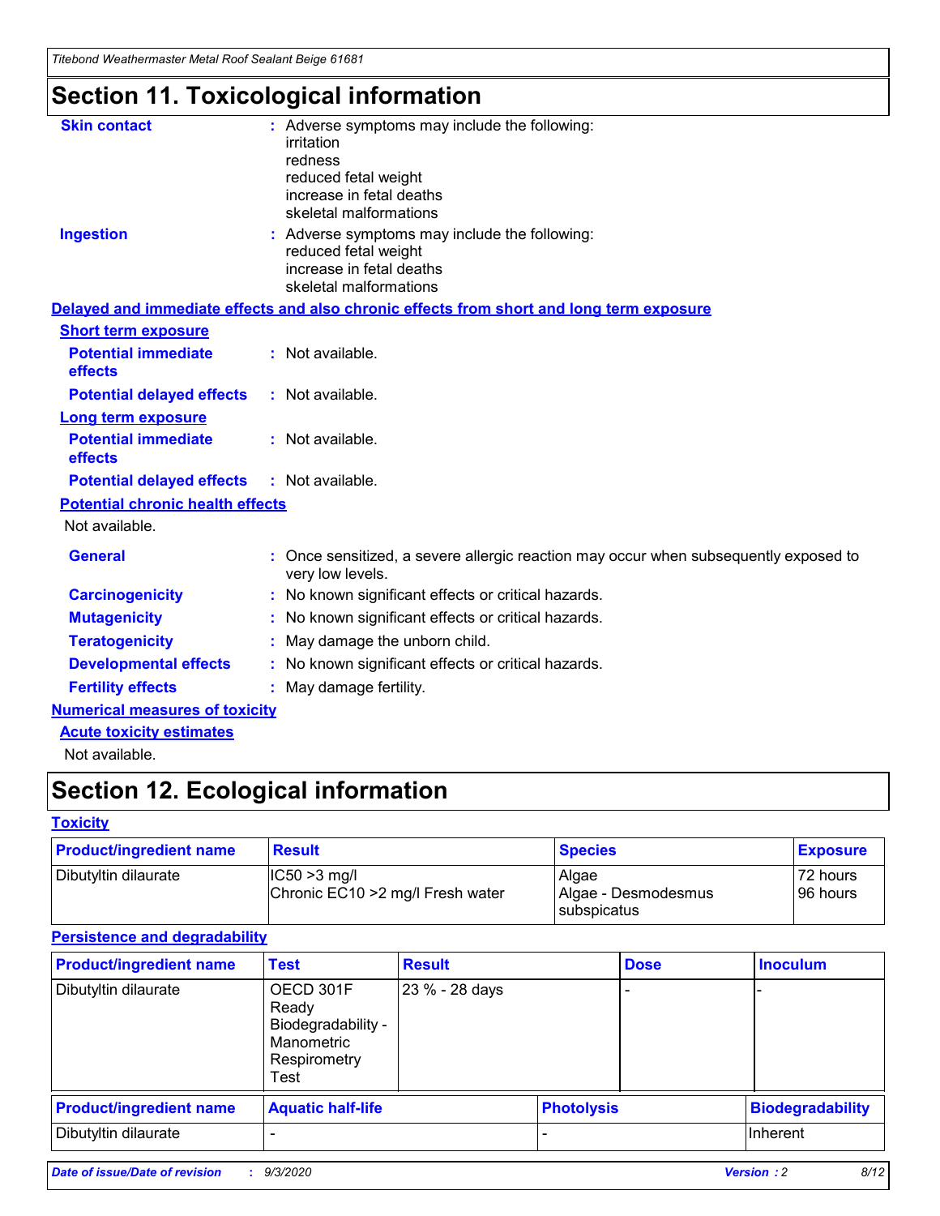# Section 11. Toxicological information

**Skin contact** : Adverse symptoms may include the following:
irritation
redness
reduced fetal weight
increase in fetal deaths
skeletal malformations

**Ingestion** : Adverse symptoms may include the following:
reduced fetal weight
increase in fetal deaths
skeletal malformations

**Delayed and immediate effects and also chronic effects from short and long term exposure**

**Short term exposure**

**Potential immediate effects** : Not available.

**Potential delayed effects** : Not available.

**Long term exposure**

**Potential immediate effects** : Not available.

**Potential delayed effects** : Not available.

**Potential chronic health effects**

Not available.

**General** : Once sensitized, a severe allergic reaction may occur when subsequently exposed to very low levels.

**Carcinogenicity** : No known significant effects or critical hazards.

**Mutagenicity** : No known significant effects or critical hazards.

**Teratogenicity** : May damage the unborn child.

**Developmental effects** : No known significant effects or critical hazards.

**Fertility effects** : May damage fertility.

**Numerical measures of toxicity**

**Acute toxicity estimates**

Not available.

# Section 12. Ecological information

**Toxicity**

| Product/ingredient name | Result | Species | Exposure |
|---|---|---|---|
| Dibutyltin dilaurate | IC50 >3 mg/l<br>Chronic EC10 >2 mg/l Fresh water | Algae<br>Algae - Desmodesmus subspicatus | 72 hours<br>96 hours |

**Persistence and degradability**

| Product/ingredient name | Test | Result | Dose | Inoculum |
|---|---|---|---|---|
| Dibutyltin dilaurate | OECD 301F Ready Biodegradability - Manometric Respirometry Test | 23 % - 28 days | - | - |

| Product/ingredient name | Aquatic half-life | Photolysis | Biodegradability |
|---|---|---|---|
| Dibutyltin dilaurate | - | - | Inherent |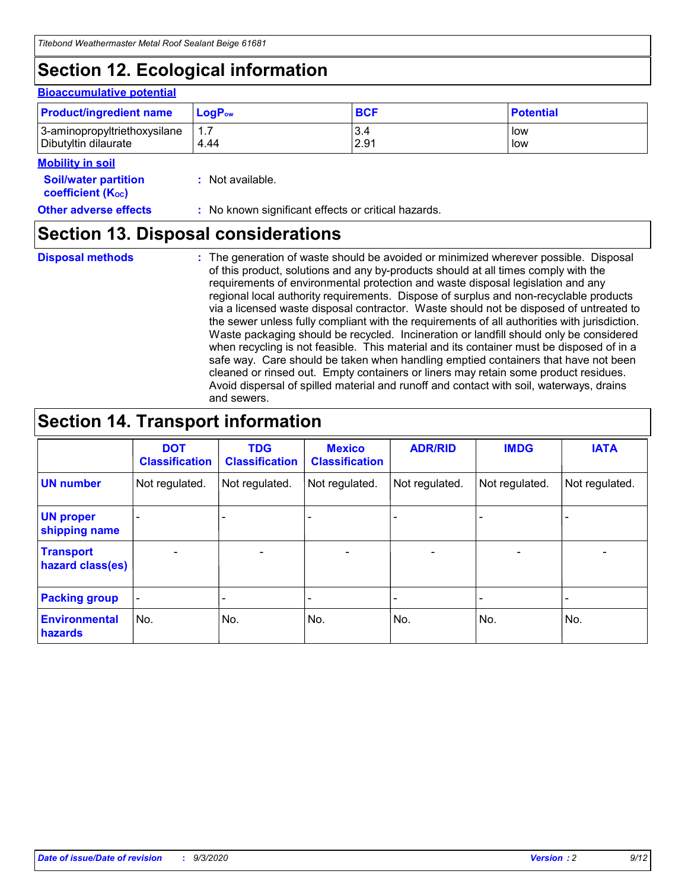# Section 12. Ecological information

### Bioaccumulative potential

| Product/ingredient name | $LogP_{ow}$ | BCF | Potential |
|---|---|---|---|
| 3-aminopropyltriethoxysilane | 1.7 | 3.4 | low |
| Dibutyltin dilaurate | 4.44 | 2.91 | low |

### Mobility in soil

**Soil/water partition coefficient ($K_{OC}$)** : Not available.

**Other adverse effects** : No known significant effects or critical hazards.

# Section 13. Disposal considerations

**Disposal methods** : The generation of waste should be avoided or minimized wherever possible. Disposal of this product, solutions and any by-products should at all times comply with the requirements of environmental protection and waste disposal legislation and any regional local authority requirements. Dispose of surplus and non-recyclable products via a licensed waste disposal contractor. Waste should not be disposed of untreated to the sewer unless fully compliant with the requirements of all authorities with jurisdiction. Waste packaging should be recycled. Incineration or landfill should only be considered when recycling is not feasible. This material and its container must be disposed of in a safe way. Care should be taken when handling emptied containers that have not been cleaned or rinsed out. Empty containers or liners may retain some product residues. Avoid dispersal of spilled material and runoff and contact with soil, waterways, drains and sewers.

# Section 14. Transport information

| | DOT Classification | TDG Classification | Mexico Classification | ADR/RID | IMDG | IATA |
|---|---|---|---|---|---|---|
| UN number | Not regulated. | Not regulated. | Not regulated. | Not regulated. | Not regulated. | Not regulated. |
| UN proper shipping name | - | - | - | - | - | - |
| Transport hazard class(es) | - | - | - | - | - | - |
| Packing group | - | - | - | - | - | - |
| Environmental hazards | No. | No. | No. | No. | No. | No. |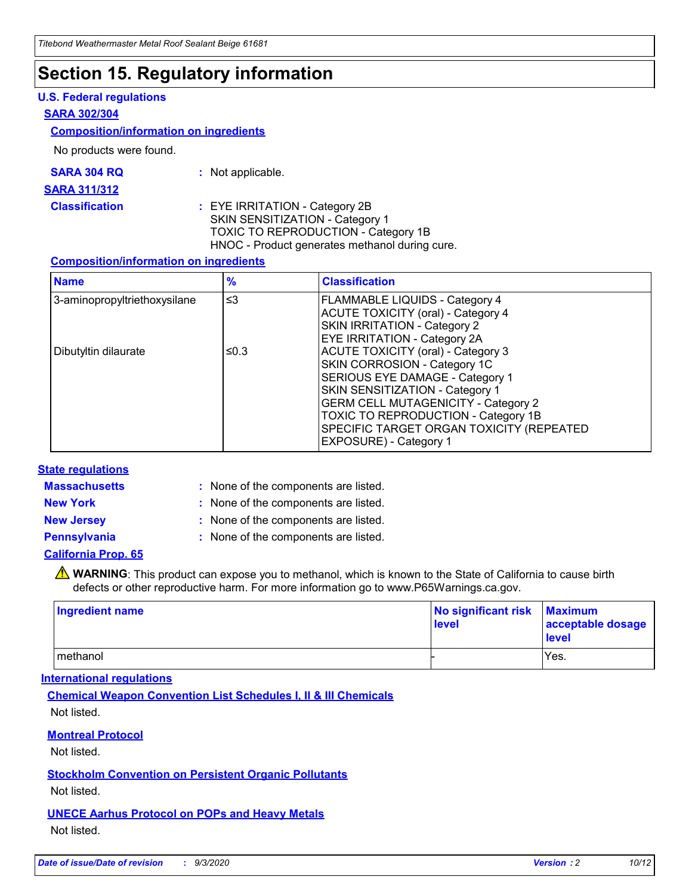# Section 15. Regulatory information

## U.S. Federal regulations

### SARA 302/304

#### Composition/information on ingredients

No products were found.

**SARA 304 RQ** : Not applicable.

### SARA 311/312

**Classification** : EYE IRRITATION - Category 2B
SKIN SENSITIZATION - Category 1
TOXIC TO REPRODUCTION - Category 1B
HNOC - Product generates methanol during cure.

#### Composition/information on ingredients

| Name | % | Classification |
|---|---|---|
| 3-aminopropyltriethoxysilane | ≤3 | FLAMMABLE LIQUIDS - Category 4<br>ACUTE TOXICITY (oral) - Category 4<br>SKIN IRRITATION - Category 2<br>EYE IRRITATION - Category 2A |
| Dibutyltin dilaurate | ≤0.3 | ACUTE TOXICITY (oral) - Category 3<br>SKIN CORROSION - Category 1C<br>SERIOUS EYE DAMAGE - Category 1<br>SKIN SENSITIZATION - Category 1<br>GERM CELL MUTAGENICITY - Category 2<br>TOXIC TO REPRODUCTION - Category 1B<br>SPECIFIC TARGET ORGAN TOXICITY (REPEATED EXPOSURE) - Category 1 |

## State regulations

**Massachusetts** : None of the components are listed.

**New York** : None of the components are listed.

**New Jersey** : None of the components are listed.

**Pennsylvania** : None of the components are listed.

### California Prop. 65

⚠ **WARNING**: This product can expose you to methanol, which is known to the State of California to cause birth defects or other reproductive harm. For more information go to www.P65Warnings.ca.gov.

| Ingredient name | No significant risk level | Maximum acceptable dosage level |
|---|---|---|
| methanol | - | Yes. |

## International regulations

### Chemical Weapon Convention List Schedules I, II & III Chemicals

Not listed.

### Montreal Protocol

Not listed.

### Stockholm Convention on Persistent Organic Pollutants

Not listed.

### UNECE Aarhus Protocol on POPs and Heavy Metals

Not listed.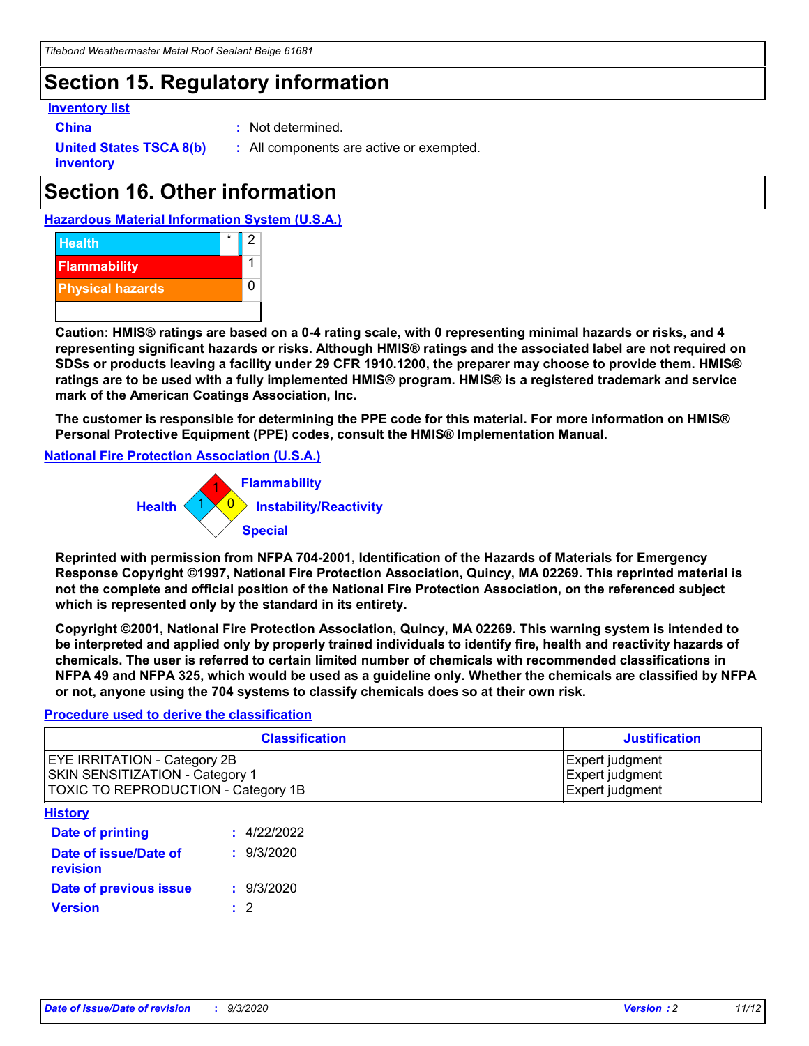# Section 15. Regulatory information

**Inventory list**

**China** : Not determined.

**United States TSCA 8(b) inventory** : All components are active or exempted.

# Section 16. Other information

**Hazardous Material Information System (U.S.A.)**

| | | |
|---|---|---|
| Health | * | 2 |
| Flammability | | 1 |
| Physical hazards | | 0 |
| | | |

**Caution: HMIS® ratings are based on a 0-4 rating scale, with 0 representing minimal hazards or risks, and 4 representing significant hazards or risks. Although HMIS® ratings and the associated label are not required on SDSs or products leaving a facility under 29 CFR 1910.1200, the preparer may choose to provide them. HMIS® ratings are to be used with a fully implemented HMIS® program. HMIS® is a registered trademark and service mark of the American Coatings Association, Inc.**

**The customer is responsible for determining the PPE code for this material. For more information on HMIS® Personal Protective Equipment (PPE) codes, consult the HMIS® Implementation Manual.**

**National Fire Protection Association (U.S.A.)**

- Flammability: 1
- Health: 1
- Instability/Reactivity: 0
- Special:

**Reprinted with permission from NFPA 704-2001, Identification of the Hazards of Materials for Emergency Response Copyright ©1997, National Fire Protection Association, Quincy, MA 02269. This reprinted material is not the complete and official position of the National Fire Protection Association, on the referenced subject which is represented only by the standard in its entirety.**

**Copyright ©2001, National Fire Protection Association, Quincy, MA 02269. This warning system is intended to be interpreted and applied only by properly trained individuals to identify fire, health and reactivity hazards of chemicals. The user is referred to certain limited number of chemicals with recommended classifications in NFPA 49 and NFPA 325, which would be used as a guideline only. Whether the chemicals are classified by NFPA or not, anyone using the 704 systems to classify chemicals does so at their own risk.**

**Procedure used to derive the classification**

| Classification | Justification |
|---|---|
| EYE IRRITATION - Category 2B | Expert judgment |
| SKIN SENSITIZATION - Category 1 | Expert judgment |
| TOXIC TO REPRODUCTION - Category 1B | Expert judgment |

**History**

**Date of printing** : 4/22/2022

**Date of issue/Date of revision** : 9/3/2020

**Date of previous issue** : 9/3/2020

**Version** : 2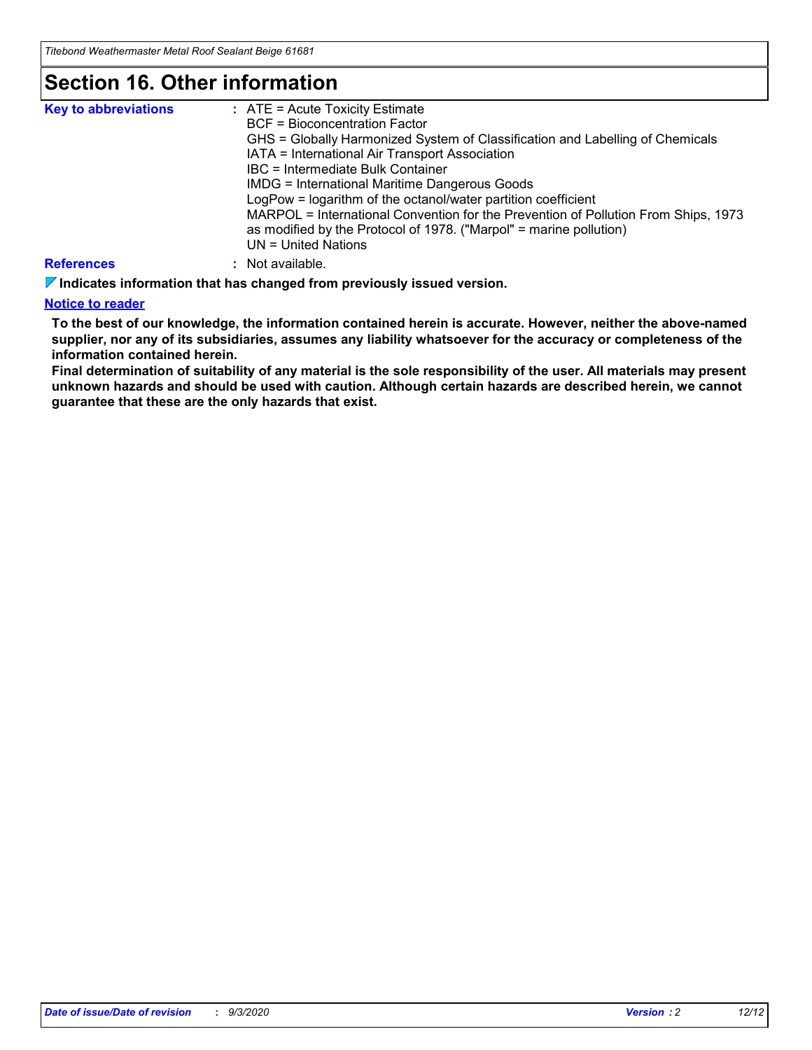# Section 16. Other information

**Key to abbreviations** : ATE = Acute Toxicity Estimate
BCF = Bioconcentration Factor
GHS = Globally Harmonized System of Classification and Labelling of Chemicals
IATA = International Air Transport Association
IBC = Intermediate Bulk Container
IMDG = International Maritime Dangerous Goods
LogPow = logarithm of the octanol/water partition coefficient
MARPOL = International Convention for the Prevention of Pollution From Ships, 1973 as modified by the Protocol of 1978. ("Marpol" = marine pollution)
UN = United Nations

**References** : Not available.

**Indicates information that has changed from previously issued version.**

**Notice to reader**

**To the best of our knowledge, the information contained herein is accurate. However, neither the above-named supplier, nor any of its subsidiaries, assumes any liability whatsoever for the accuracy or completeness of the information contained herein.**

**Final determination of suitability of any material is the sole responsibility of the user. All materials may present unknown hazards and should be used with caution. Although certain hazards are described herein, we cannot guarantee that these are the only hazards that exist.**